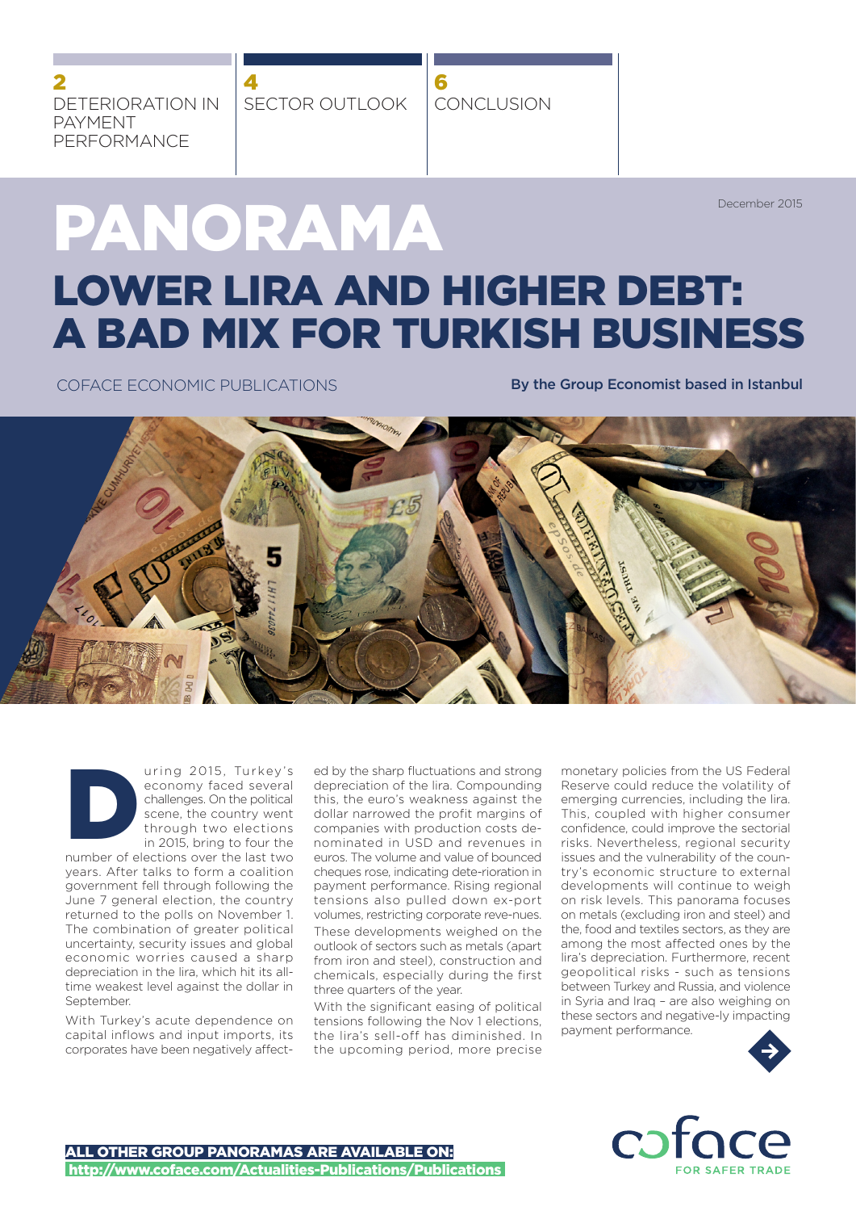2 DETERIORATION IN PAYMENT PERFORMANCE

4 SECTOR OUTLOOK

6 CONCLUSION

December 2015

# PANORAMA

# LOWER LIRA AND HIGHER DEBT: A BAD MIX FOR TURKISH BUSINESS

COFACE ECONOMIC PUBLICATIONS

**By the Group Economist based in Istanbul**

During 2015, Turkey's economy faced several challenges. On the political scene, the country went through two elections in 2015, bring to four the number of elections over the last two years. After talks to form a coalition government fell through following the June 7 general election, the country returned to the polls on November 1. The combination of greater political uncertainty, security issues and global economic worries caused a sharp depreciation in the lira, which hit its all-time weakest level against the dollar in September.

With Turkey's acute dependence on capital inflows and input imports, its corporates have been negatively affected by the sharp fluctuations and strong depreciation of the lira. Compounding this, the euro's weakness against the dollar narrowed the profit margins of companies with production costs denominated in USD and revenues in euros. The volume and value of bounced cheques rose, indicating dete-rioration in payment performance. Rising regional tensions also pulled down ex-port volumes, restricting corporate reve-nues.

These developments weighed on the outlook of sectors such as metals (apart from iron and steel), construction and chemicals, especially during the first three quarters of the year.

With the significant easing of political tensions following the Nov 1 elections, the lira's sell-off has diminished. In the upcoming period, more precise monetary policies from the US Federal Reserve could reduce the volatility of emerging currencies, including the lira. This, coupled with higher consumer confidence, could improve the sectorial risks. Nevertheless, regional security issues and the vulnerability of the country's economic structure to external developments will continue to weigh on risk levels. This panorama focuses on metals (excluding iron and steel) and the, food and textiles sectors, as they are among the most affected ones by the lira's depreciation. Furthermore, recent geopolitical risks - such as tensions between Turkey and Russia, and violence in Syria and Iraq – are also weighing on these sectors and negative-ly impacting payment performance.

**ALL OTHER GROUP PANORAMAS ARE AVAILABLE ON:**
**http://www.coface.com/Actualities-Publications/Publications**

coface FOR SAFER TRADE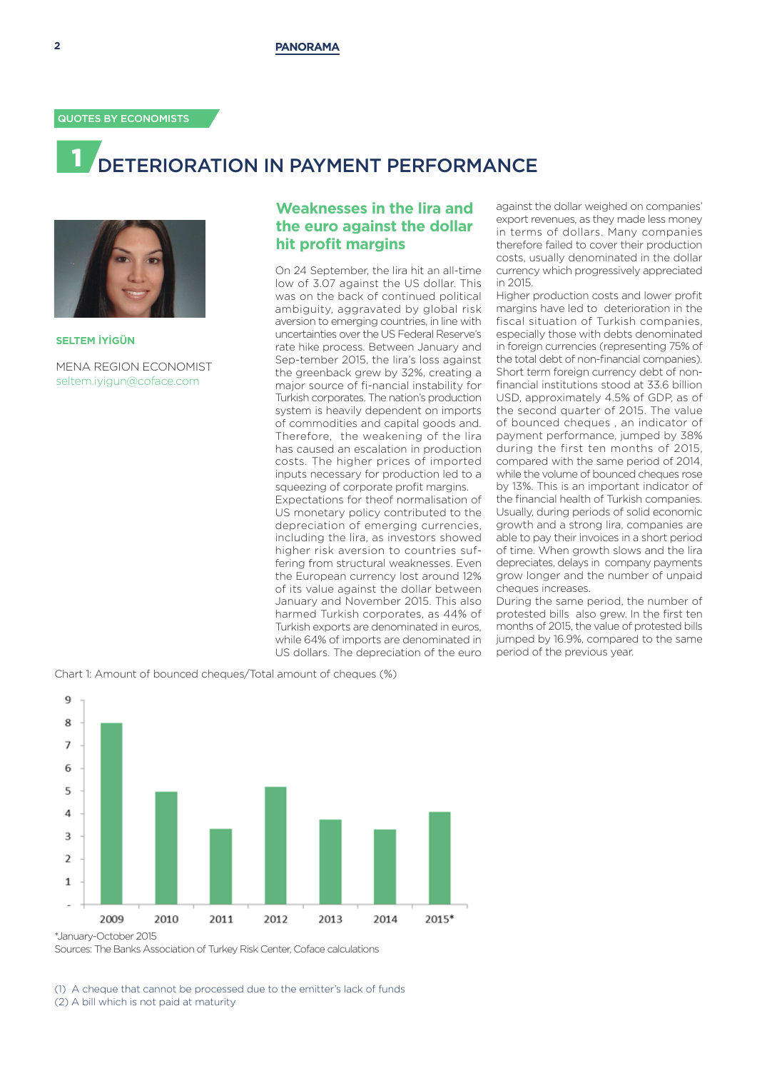QUOTES BY ECONOMISTS

# 1 DETERIORATION IN PAYMENT PERFORMANCE

**SELTEM İYİGÜN**

MENA REGION ECONOMIST
seltem.iyigun@coface.com

## Weaknesses in the lira and the euro against the dollar hit profit margins

On 24 September, the lira hit an all-time low of 3.07 against the US dollar. This was on the back of continued political ambiguity, aggravated by global risk aversion to emerging countries, in line with uncertainties over the US Federal Reserve's rate hike process. Between January and Sep-tember 2015, the lira's loss against the greenback grew by 32%, creating a major source of fi-nancial instability for Turkish corporates. The nation's production system is heavily dependent on imports of commodities and capital goods and. Therefore, the weakening of the lira has caused an escalation in production costs. The higher prices of imported inputs necessary for production led to a squeezing of corporate profit margins.
Expectations for theof normalisation of US monetary policy contributed to the depreciation of emerging currencies, including the lira, as investors showed higher risk aversion to countries suf-fering from structural weaknesses. Even the European currency lost around 12% of its value against the dollar between January and November 2015. This also harmed Turkish corporates, as 44% of Turkish exports are denominated in euros, while 64% of imports are denominated in US dollars. The depreciation of the euro against the dollar weighed on companies' export revenues, as they made less money in terms of dollars. Many companies therefore failed to cover their production costs, usually denominated in the dollar currency which progressively appreciated in 2015.
Higher production costs and lower profit margins have led to deterioration in the fiscal situation of Turkish companies, especially those with debts denominated in foreign currencies (representing 75% of the total debt of non-financial companies). Short term foreign currency debt of non-financial institutions stood at 33.6 billion USD, approximately 4.5% of GDP, as of the second quarter of 2015. The value of bounced cheques , an indicator of payment performance, jumped by 38% during the first ten months of 2015, compared with the same period of 2014, while the volume of bounced cheques rose by 13%. This is an important indicator of the financial health of Turkish companies. Usually, during periods of solid economic growth and a strong lira, companies are able to pay their invoices in a short period of time. When growth slows and the lira depreciates, delays in company payments grow longer and the number of unpaid cheques increases.
During the same period, the number of protested bills also grew. In the first ten months of 2015, the value of protested bills jumped by 16.9%, compared to the same period of the previous year.

Chart 1: Amount of bounced cheques/Total amount of cheques (%)

| Year | % |
|---|---|
| 2009 | 8.0 |
| 2010 | 5.0 |
| 2011 | 3.3 |
| 2012 | 5.2 |
| 2013 | 3.7 |
| 2014 | 3.3 |
| 2015* | 4.1 |

*January-October 2015
Sources: The Banks Association of Turkey Risk Center, Coface calculations

(1) A cheque that cannot be processed due to the emitter's lack of funds
(2) A bill which is not paid at maturity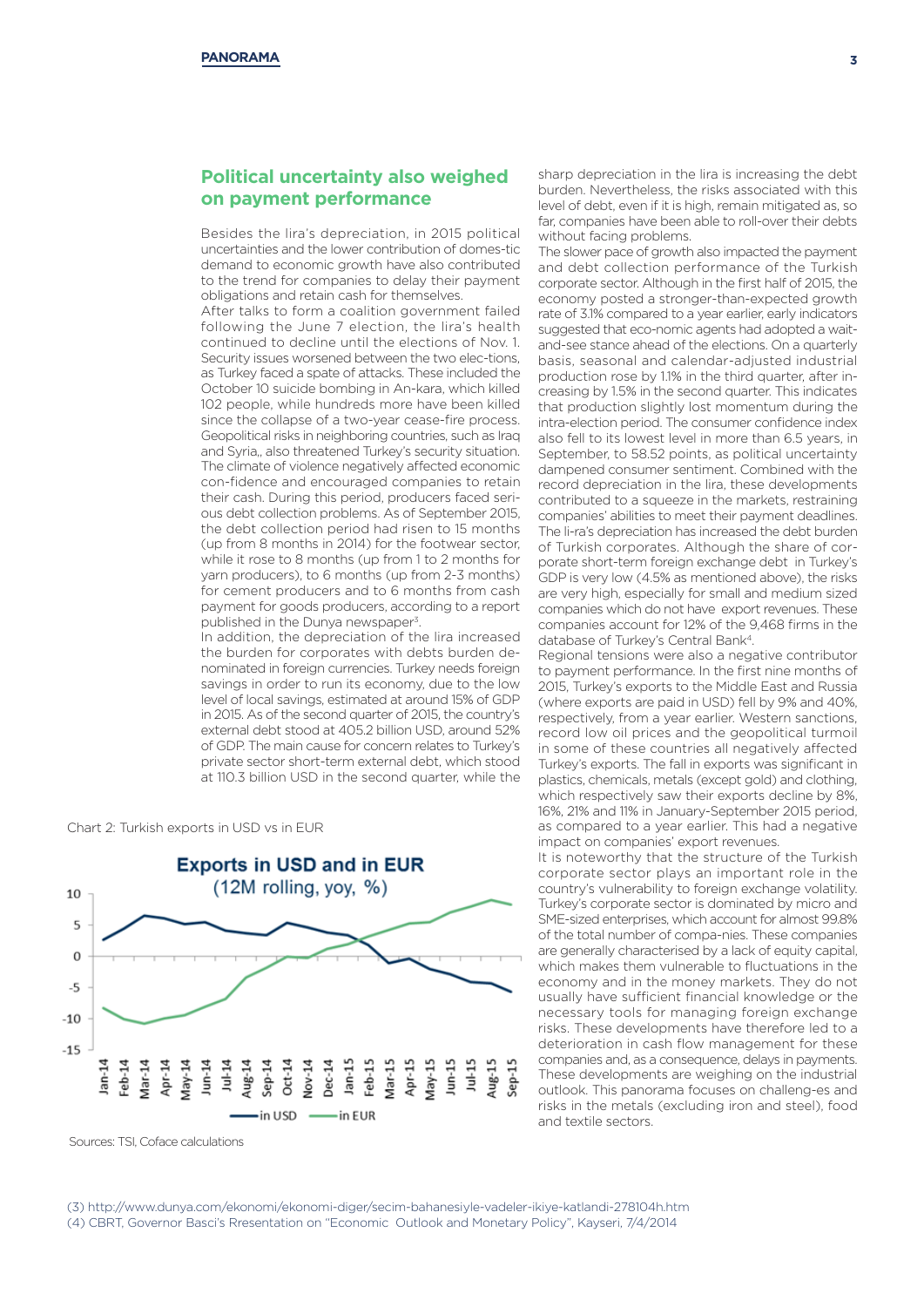## Political uncertainty also weighed on payment performance

Besides the lira's depreciation, in 2015 political uncertainties and the lower contribution of domestic demand to economic growth have also contributed to the trend for companies to delay their payment obligations and retain cash for themselves.

After talks to form a coalition government failed following the June 7 election, the lira's health continued to decline until the elections of Nov. 1. Security issues worsened between the two elec-tions, as Turkey faced a spate of attacks. These included the October 10 suicide bombing in An-kara, which killed 102 people, while hundreds more have been killed since the collapse of a two-year cease-fire process. Geopolitical risks in neighboring countries, such as Iraq and Syria,, also threatened Turkey's security situation. The climate of violence negatively affected economic con-fidence and encouraged companies to retain their cash. During this period, producers faced serious debt collection problems. As of September 2015, the debt collection period had risen to 15 months (up from 8 months in 2014) for the footwear sector, while it rose to 8 months (up from 1 to 2 months for yarn producers), to 6 months (up from 2-3 months) for cement producers and to 6 months from cash payment for goods producers, according to a report published in the Dunya newspaper[3].

In addition, the depreciation of the lira increased the burden for corporates with debts burden de-nominated in foreign currencies. Turkey needs foreign savings in order to run its economy, due to the low level of local savings, estimated at around 15% of GDP in 2015. As of the second quarter of 2015, the country's external debt stood at 405.2 billion USD, around 52% of GDP. The main cause for concern relates to Turkey's private sector short-term external debt, which stood at 110.3 billion USD in the second quarter, while the sharp depreciation in the lira is increasing the debt burden. Nevertheless, the risks associated with this level of debt, even if it is high, remain mitigated as, so far, companies have been able to roll-over their debts without facing problems.

Chart 2: Turkish exports in USD vs in EUR

**Exports in USD and in EUR (12M rolling, yoy, %)**

Sources: TSI, Coface calculations

The slower pace of growth also impacted the payment and debt collection performance of the Turkish corporate sector. Although in the first half of 2015, the economy posted a stronger-than-expected growth rate of 3.1% compared to a year earlier, early indicators suggested that eco-nomic agents had adopted a wait-and-see stance ahead of the elections. On a quarterly basis, seasonal and calendar-adjusted industrial production rose by 1.1% in the third quarter, after in-creasing by 1.5% in the second quarter. This indicates that production slightly lost momentum during the intra-election period. The consumer confidence index also fell to its lowest level in more than 6.5 years, in September, to 58.52 points, as political uncertainty dampened consumer sentiment. Combined with the record depreciation in the lira, these developments contributed to a squeeze in the markets, restraining companies' abilities to meet their payment deadlines. The li-ra's depreciation has increased the debt burden of Turkish corporates. Although the share of cor-porate short-term foreign exchange debt in Turkey's GDP is very low (4.5% as mentioned above), the risks are very high, especially for small and medium sized companies which do not have export revenues. These companies account for 12% of the 9,468 firms in the database of Turkey's Central Bank[4].

Regional tensions were also a negative contributor to payment performance. In the first nine months of 2015, Turkey's exports to the Middle East and Russia (where exports are paid in USD) fell by 9% and 40%, respectively, from a year earlier. Western sanctions, record low oil prices and the geopolitical turmoil in some of these countries all negatively affected Turkey's exports. The fall in exports was significant in plastics, chemicals, metals (except gold) and clothing, which respectively saw their exports decline by 8%, 16%, 21% and 11% in January-September 2015 period, as compared to a year earlier. This had a negative impact on companies' export revenues.

It is noteworthy that the structure of the Turkish corporate sector plays an important role in the country's vulnerability to foreign exchange volatility. Turkey's corporate sector is dominated by micro and SME-sized enterprises, which account for almost 99.8% of the total number of compa-nies. These companies are generally characterised by a lack of equity capital, which makes them vulnerable to fluctuations in the economy and in the money markets. They do not usually have sufficient financial knowledge or the necessary tools for managing foreign exchange risks. These developments have therefore led to a deterioration in cash flow management for these companies and, as a consequence, delays in payments. These developments are weighing on the industrial outlook. This panorama focuses on challeng-es and risks in the metals (excluding iron and steel), food and textile sectors.

(3) http://www.dunya.com/ekonomi/ekonomi-diger/secim-bahanesiyle-vadeler-ikiye-katlandi-278104h.htm

(4) CBRT, Governor Basci's Rresentation on "Economic Outlook and Monetary Policy", Kayseri, 7/4/2014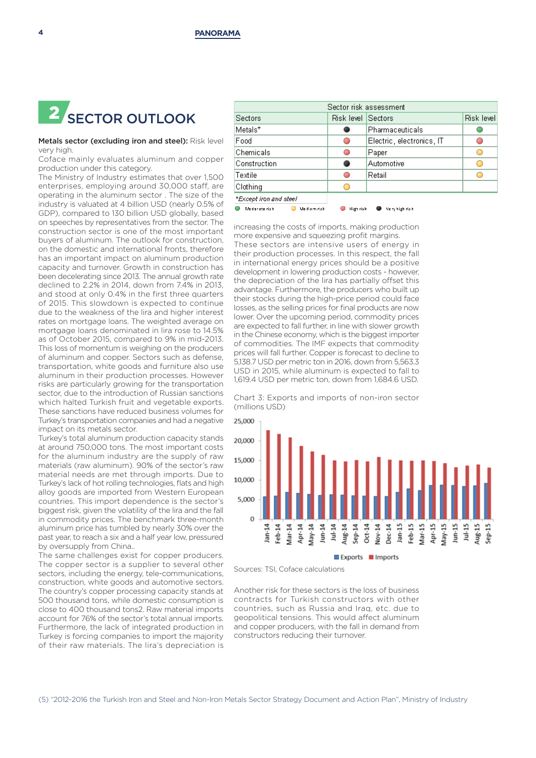## 2 SECTOR OUTLOOK

**Metals sector (excluding iron and steel):** Risk level very high.

Coface mainly evaluates aluminum and copper production under this category.

The Ministry of Industry estimates that over 1,500 enterprises, employing around 30,000 staff, are operating in the aluminum sector . The size of the industry is valuated at 4 billion USD (nearly 0.5% of GDP), compared to 130 billion USD globally, based on speeches by representatives from the sector. The construction sector is one of the most important buyers of aluminum. The outlook for construction, on the domestic and international fronts, therefore has an important impact on aluminum production capacity and turnover. Growth in construction has been decelerating since 2013. The annual growth rate declined to 2.2% in 2014, down from 7.4% in 2013, and stood at only 0.4% in the first three quarters of 2015. This slowdown is expected to continue due to the weakness of the lira and higher interest rates on mortgage loans. The weighted average on mortgage loans denominated in lira rose to 14.5% as of October 2015, compared to 9% in mid-2013. This loss of momentum is weighing on the producers of aluminum and copper. Sectors such as defense, transportation, white goods and furniture also use aluminum in their production processes. However risks are particularly growing for the transportation sector, due to the introduction of Russian sanctions which halted Turkish fruit and vegetable exports. These sanctions have reduced business volumes for Turkey's transportation companies and had a negative impact on its metals sector.

Turkey's total aluminum production capacity stands at around 750,000 tons. The most important costs for the aluminum industry are the supply of raw materials (raw aluminum). 90% of the sector's raw material needs are met through imports. Due to Turkey's lack of hot rolling technologies, flats and high alloy goods are imported from Western European countries. This import dependence is the sector's biggest risk, given the volatility of the lira and the fall in commodity prices. The benchmark three-month aluminum price has tumbled by nearly 30% over the past year, to reach a six and a half year low, pressured by oversupply from China..

The same challenges exist for copper producers. The copper sector is a supplier to several other sectors, including the energy, tele-communications, construction, white goods and automotive sectors. The country's copper processing capacity stands at 500 thousand tons, while domestic consumption is close to 400 thousand tons2. Raw material imports account for 76% of the sector's total annual imports. Furthermore, the lack of integrated production in Turkey is forcing companies to import the majority of their raw materials. The lira's depreciation is

| Sector risk assessment | | | |
|---|---|---|---|
| Sectors | Risk level | Sectors | Risk level |
| Metals* | Very high risk | Pharmaceuticals | Moderate risk |
| Food | High risk | Electric, electronics, IT | High risk |
| Chemicals | High risk | Paper | Medium risk |
| Construction | Very high risk | Automotive | Medium risk |
| Textile | High risk | Retail | Medium risk |
| Clothing | Medium risk | | |

*Except iron and steel

Moderate risk · Medium risk · High risk · Very high risk

increasing the costs of imports, making production more expensive and squeezing profit margins.

These sectors are intensive users of energy in their production processes. In this respect, the fall in international energy prices should be a positive development in lowering production costs - however, the depreciation of the lira has partially offset this advantage. Furthermore, the producers who built up their stocks during the high-price period could face losses, as the selling prices for final products are now lower. Over the upcoming period, commodity prices are expected to fall further, in line with slower growth in the Chinese economy, which is the biggest importer of commodities. The IMF expects that commodity prices will fall further. Copper is forecast to decline to 5,138.7 USD per metric ton in 2016, down from 5,563.3 USD in 2015, while aluminum is expected to fall to 1,619.4 USD per metric ton, down from 1,684.6 USD.

Chart 3: Exports and imports of non-iron sector (millions USD)

Sources: TSI, Coface calculations

Another risk for these sectors is the loss of business contracts for Turkish constructors with other countries, such as Russia and Iraq, etc. due to geopolitical tensions. This would affect aluminum and copper producers, with the fall in demand from constructors reducing their turnover.

(5) "2012-2016 the Turkish Iron and Steel and Non-Iron Metals Sector Strategy Document and Action Plan", Ministry of Industry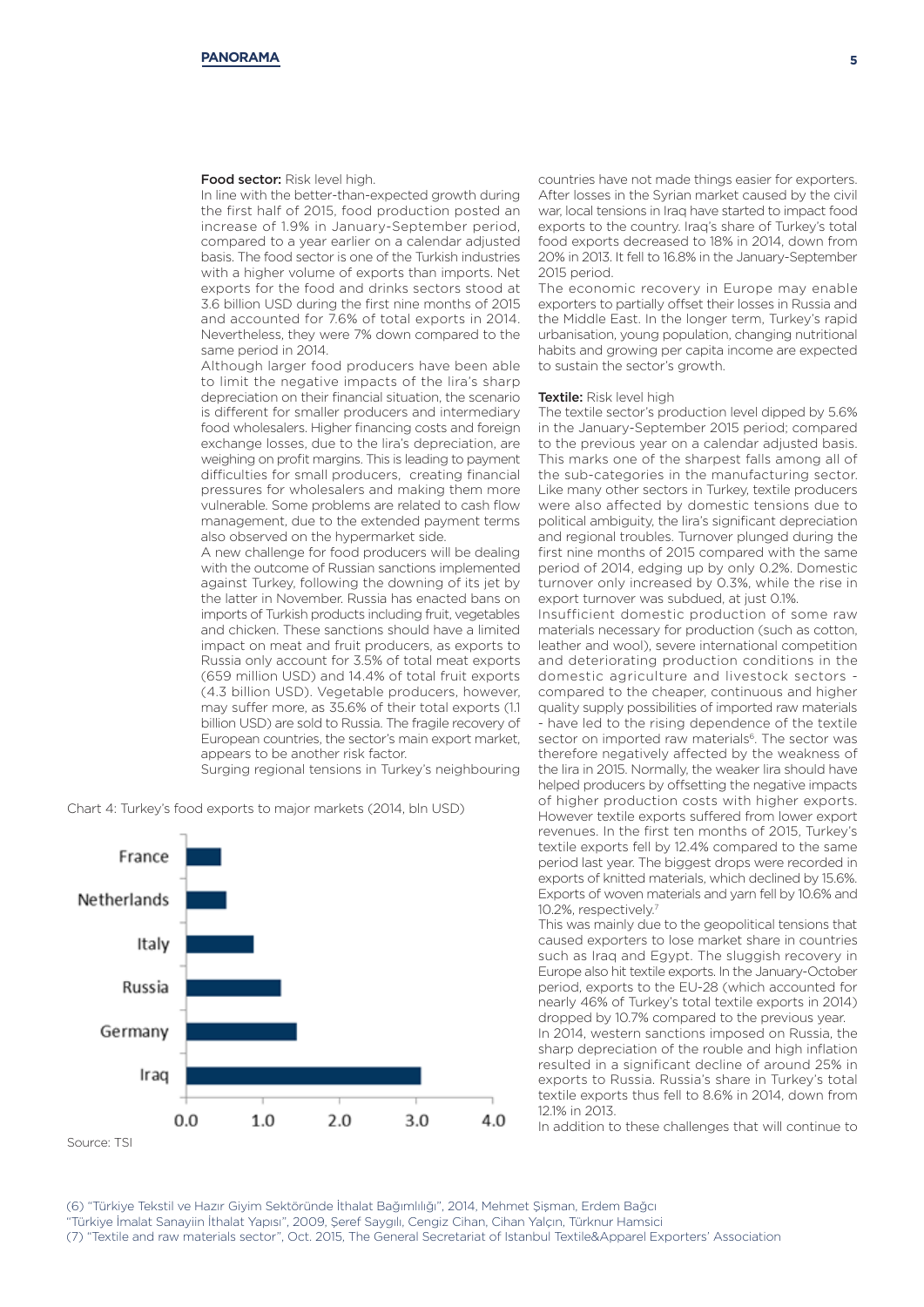**Food sector:** Risk level high.

In line with the better-than-expected growth during the first half of 2015, food production posted an increase of 1.9% in January-September period, compared to a year earlier on a calendar adjusted basis. The food sector is one of the Turkish industries with a higher volume of exports than imports. Net exports for the food and drinks sectors stood at 3.6 billion USD during the first nine months of 2015 and accounted for 7.6% of total exports in 2014. Nevertheless, they were 7% down compared to the same period in 2014.

Although larger food producers have been able to limit the negative impacts of the lira's sharp depreciation on their financial situation, the scenario is different for smaller producers and intermediary food wholesalers. Higher financing costs and foreign exchange losses, due to the lira's depreciation, are weighing on profit margins. This is leading to payment difficulties for small producers, creating financial pressures for wholesalers and making them more vulnerable. Some problems are related to cash flow management, due to the extended payment terms also observed on the hypermarket side.

A new challenge for food producers will be dealing with the outcome of Russian sanctions implemented against Turkey, following the downing of its jet by the latter in November. Russia has enacted bans on imports of Turkish products including fruit, vegetables and chicken. These sanctions should have a limited impact on meat and fruit producers, as exports to Russia only account for 3.5% of total meat exports (659 million USD) and 14.4% of total fruit exports (4.3 billion USD). Vegetable producers, however, may suffer more, as 35.6% of their total exports (1.1 billion USD) are sold to Russia. The fragile recovery of European countries, the sector's main export market, appears to be another risk factor.

Surging regional tensions in Turkey's neighbouring countries have not made things easier for exporters. After losses in the Syrian market caused by the civil war, local tensions in Iraq have started to impact food exports to the country. Iraq's share of Turkey's total food exports decreased to 18% in 2014, down from 20% in 2013. It fell to 16.8% in the January-September 2015 period.

The economic recovery in Europe may enable exporters to partially offset their losses in Russia and the Middle East. In the longer term, Turkey's rapid urbanisation, young population, changing nutritional habits and growing per capita income are expected to sustain the sector's growth.

Chart 4: Turkey's food exports to major markets (2014, bln USD)

| Market | Exports (bln USD, approx.) |
|---|---|
| France | 0.45 |
| Netherlands | 0.52 |
| Italy | 0.88 |
| Russia | 1.23 |
| Germany | 1.44 |
| Iraq | 3.06 |

Source: TSI

**Textile:** Risk level high

The textile sector's production level dipped by 5.6% in the January-September 2015 period; compared to the previous year on a calendar adjusted basis. This marks one of the sharpest falls among all of the sub-categories in the manufacturing sector. Like many other sectors in Turkey, textile producers were also affected by domestic tensions due to political ambiguity, the lira's significant depreciation and regional troubles. Turnover plunged during the first nine months of 2015 compared with the same period of 2014, edging up by only 0.2%. Domestic turnover only increased by 0.3%, while the rise in export turnover was subdued, at just 0.1%.

Insufficient domestic production of some raw materials necessary for production (such as cotton, leather and wool), severe international competition and deteriorating production conditions in the domestic agriculture and livestock sectors - compared to the cheaper, continuous and higher quality supply possibilities of imported raw materials - have led to the rising dependence of the textile sector on imported raw materials[6]. The sector was therefore negatively affected by the weakness of the lira in 2015. Normally, the weaker lira should have helped producers by offsetting the negative impacts of higher production costs with higher exports. However textile exports suffered from lower export revenues. In the first ten months of 2015, Turkey's textile exports fell by 12.4% compared to the same period last year. The biggest drops were recorded in exports of knitted materials, which declined by 15.6%. Exports of woven materials and yarn fell by 10.6% and 10.2%, respectively.[7]

This was mainly due to the geopolitical tensions that caused exporters to lose market share in countries such as Iraq and Egypt. The sluggish recovery in Europe also hit textile exports. In the January-October period, exports to the EU-28 (which accounted for nearly 46% of Turkey's total textile exports in 2014) dropped by 10.7% compared to the previous year.

In 2014, western sanctions imposed on Russia, the sharp depreciation of the rouble and high inflation resulted in a significant decline of around 25% in exports to Russia. Russia's share in Turkey's total textile exports thus fell to 8.6% in 2014, down from 12.1% in 2013.

In addition to these challenges that will continue to

(6) "Türkiye Tekstil ve Hazır Giyim Sektöründe İthalat Bağımlılığı", 2014, Mehmet Şişman, Erdem Bağcı
"Türkiye İmalat Sanayiin İthalat Yapısı", 2009, Şeref Saygılı, Cengiz Cihan, Cihan Yalçın, Türknur Hamsici

(7) "Textile and raw materials sector", Oct. 2015, The General Secretariat of Istanbul Textile&Apparel Exporters' Association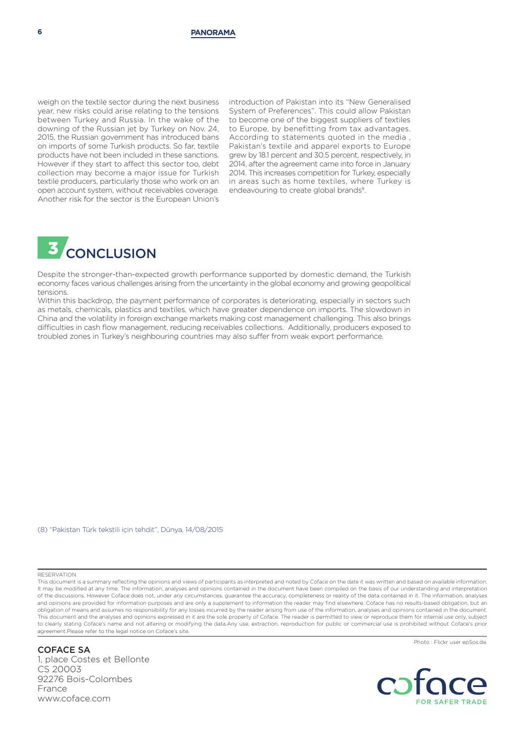weigh on the textile sector during the next business year, new risks could arise relating to the tensions between Turkey and Russia. In the wake of the downing of the Russian jet by Turkey on Nov. 24, 2015, the Russian government has introduced bans on imports of some Turkish products. So far, textile products have not been included in these sanctions. However if they start to affect this sector too, debt collection may become a major issue for Turkish textile producers, particularly those who work on an open account system, without receivables coverage. Another risk for the sector is the European Union's introduction of Pakistan into its "New Generalised System of Preferences". This could allow Pakistan to become one of the biggest suppliers of textiles to Europe, by benefitting from tax advantages. According to statements quoted in the media , Pakistan's textile and apparel exports to Europe grew by 18.1 percent and 30.5 percent, respectively, in 2014, after the agreement came into force in January 2014. This increases competition for Turkey, especially in areas such as home textiles, where Turkey is endeavouring to create global brands[8].

## 3 CONCLUSION

Despite the stronger-than-expected growth performance supported by domestic demand, the Turkish economy faces various challenges arising from the uncertainty in the global economy and growing geopolitical tensions.

Within this backdrop, the payment performance of corporates is deteriorating, especially in sectors such as metals, chemicals, plastics and textiles, which have greater dependence on imports. The slowdown in China and the volatility in foreign exchange markets making cost management challenging. This also brings difficulties in cash flow management, reducing receivables collections. Additionally, producers exposed to troubled zones in Turkey's neighbouring countries may also suffer from weak export performance.

(8) "Pakistan Türk tekstili için tehdit", Dünya, 14/08/2015

RESERVATION

This document is a summary reflecting the opinions and views of participants as interpreted and noted by Coface on the date it was written and based on available information. It may be modified at any time. The information, analyses and opinions contained in the document have been compiled on the basis of our understanding and interpretation of the discussions. However Coface does not, under any circumstances, guarantee the accuracy, completeness or reality of the data contained in it. The information, analyses and opinions are provided for information purposes and are only a supplement to information the reader may find elsewhere. Coface has no results-based obligation, but an obligation of means and assumes no responsibility for any losses incurred by the reader arising from use of the information, analyses and opinions contained in the document. This document and the analyses and opinions expressed in it are the sole property of Coface. The reader is permitted to view or reproduce them for internal use only, subject to clearly stating Coface's name and not altering or modifying the data.Any use, extraction, reproduction for public or commercial use is prohibited without Coface's prior agreement.Please refer to the legal notice on Coface's site.

Photo : Flickr user epSos.de.

**COFACE SA**
1, place Costes et Bellonte
CS 20003
92276 Bois-Colombes
France
www.coface.com

coface
FOR SAFER TRADE